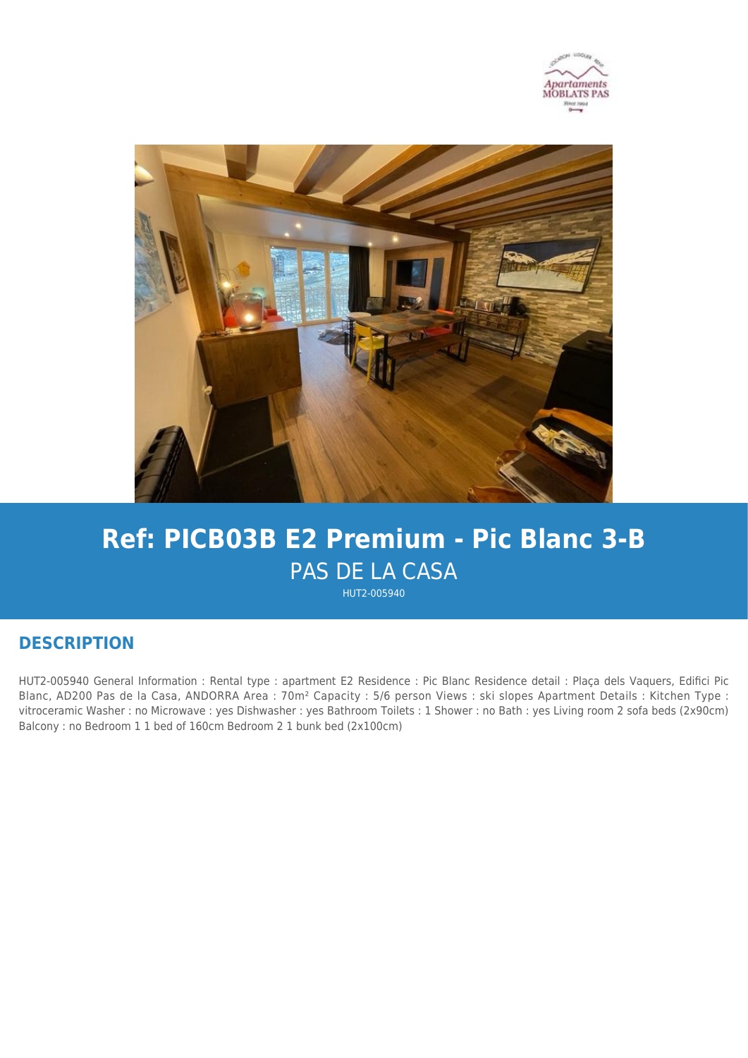# Ref: PICB03B E2 Premium - Pic Blanc 3-B

PAS DE LA CASA

HUT2-005940

## DESCRIPTION

HUT2-005940 General Information : Rental type : apartment E2 Residence : Pic Blanc Residence detail : Plaça dels Vaquers, Edifici Pic Blanc, AD200 Pas de la Casa, ANDORRA Area : 70m² Capacity : 5/6 person Views : ski slopes Apartment Details : Kitchen Type : vitroceramic Washer : no Microwave : yes Dishwasher : yes Bathroom Toilets : 1 Shower : no Bath : yes Living room 2 sofa beds (2x90cm) Balcony : no Bedroom 1 1 bed of 160cm Bedroom 2 1 bunk bed (2x100cm)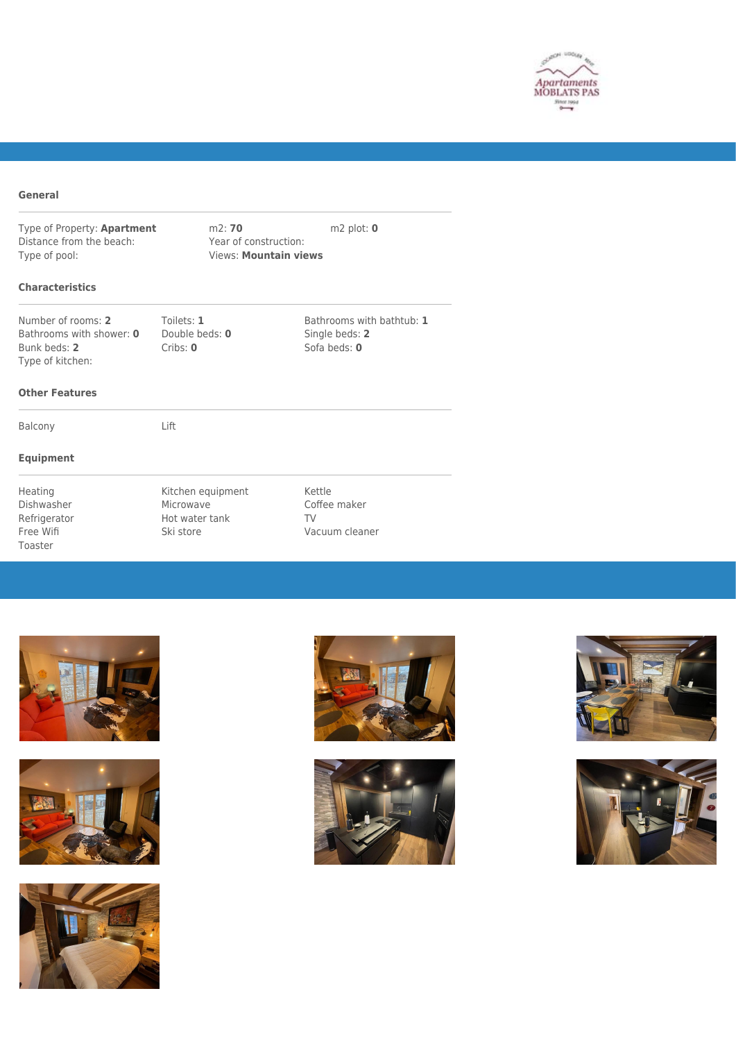## General

| | | |
|---|---|---|
| Type of Property: **Apartment** | m2: **70** | m2 plot: **0** |
| Distance from the beach: | Year of construction: | |
| Type of pool: | Views: **Mountain views** | |

## Characteristics

| | | |
|---|---|---|
| Number of rooms: **2** | Toilets: **1** | Bathrooms with bathtub: **1** |
| Bathrooms with shower: **0** | Double beds: **0** | Single beds: **2** |
| Bunk beds: **2** | Cribs: **0** | Sofa beds: **0** |
| Type of kitchen: | | |

## Other Features

| | |
|---|---|
| Balcony | Lift |

## Equipment

| | | |
|---|---|---|
| Heating | Kitchen equipment | Kettle |
| Dishwasher | Microwave | Coffee maker |
| Refrigerator | Hot water tank | TV |
| Free Wifi | Ski store | Vacuum cleaner |
| Toaster | | |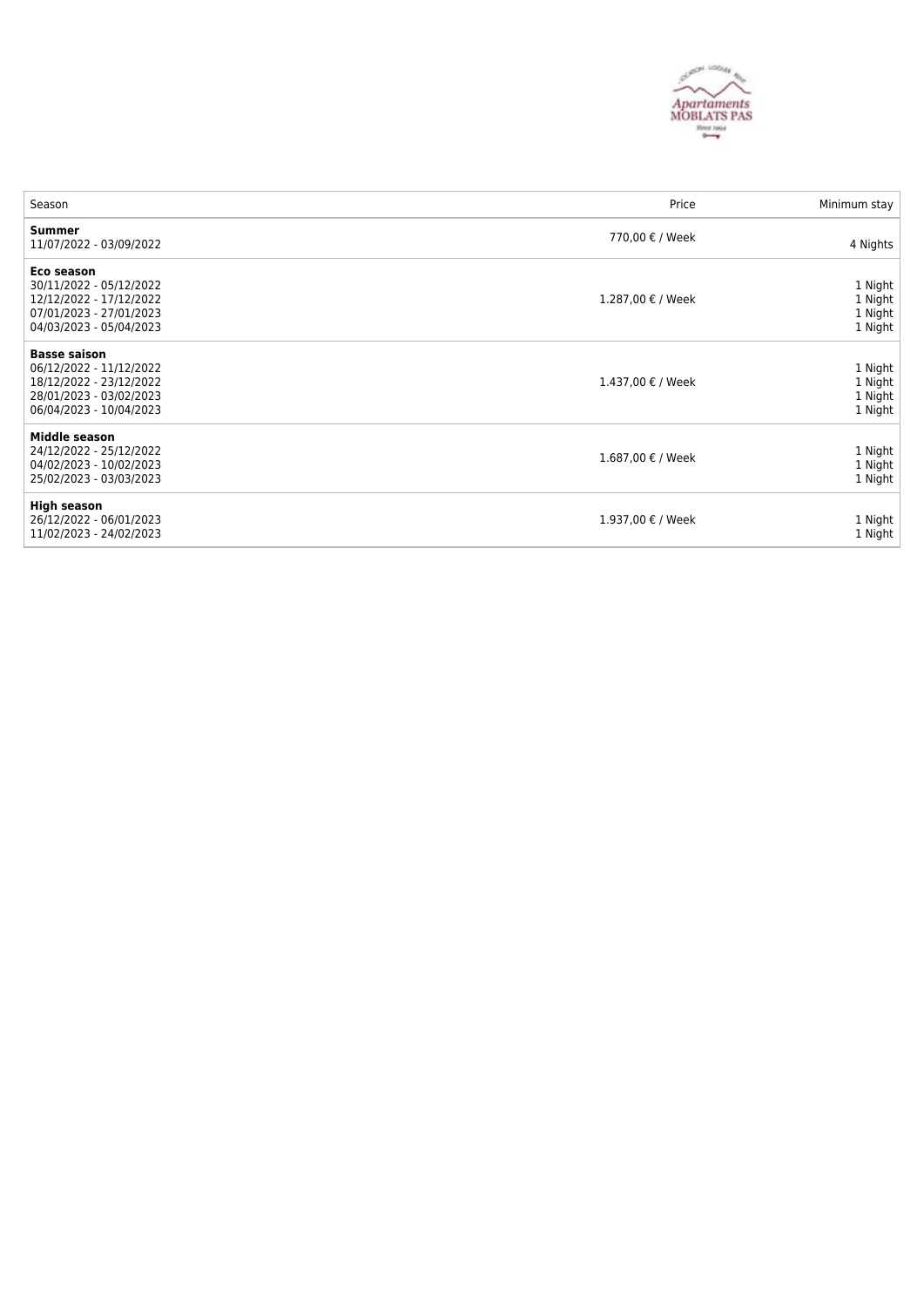| Season | Price | Minimum stay |
|---|---|---|
| **Summer**<br>11/07/2022 - 03/09/2022 | 770,00 € / Week | 4 Nights |
| **Eco season**<br>30/11/2022 - 05/12/2022<br>12/12/2022 - 17/12/2022<br>07/01/2023 - 27/01/2023<br>04/03/2023 - 05/04/2023 | 1.287,00 € / Week | 1 Night<br>1 Night<br>1 Night<br>1 Night |
| **Basse saison**<br>06/12/2022 - 11/12/2022<br>18/12/2022 - 23/12/2022<br>28/01/2023 - 03/02/2023<br>06/04/2023 - 10/04/2023 | 1.437,00 € / Week | 1 Night<br>1 Night<br>1 Night<br>1 Night |
| **Middle season**<br>24/12/2022 - 25/12/2022<br>04/02/2023 - 10/02/2023<br>25/02/2023 - 03/03/2023 | 1.687,00 € / Week | 1 Night<br>1 Night<br>1 Night |
| **High season**<br>26/12/2022 - 06/01/2023<br>11/02/2023 - 24/02/2023 | 1.937,00 € / Week | 1 Night<br>1 Night |